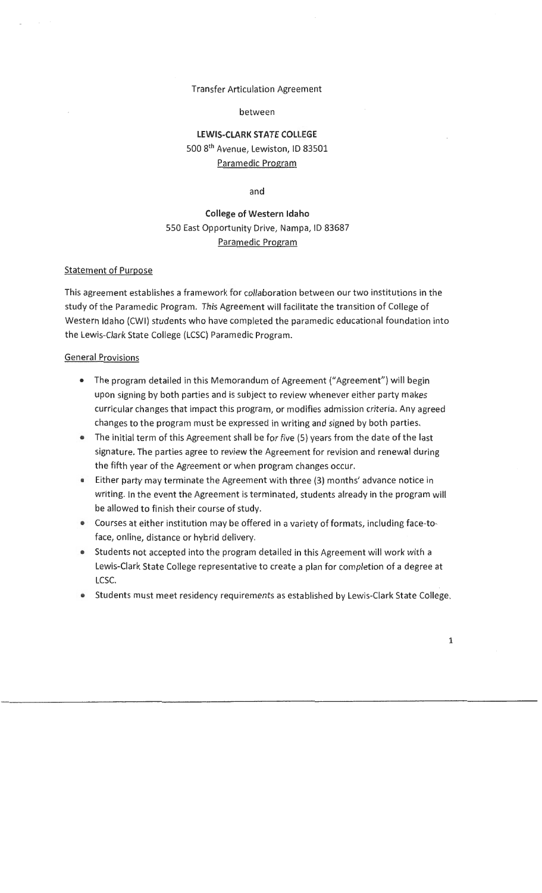Transfer Articulation Agreement

between

**LEWIS-CLARK STATE COLLEGE**
500 8th Avenue, Lewiston, ID 83501
Paramedic Program

and

**College of Western Idaho**
550 East Opportunity Drive, Nampa, ID 83687
Paramedic Program

## Statement of Purpose

This agreement establishes a framework for collaboration between our two institutions in the study of the Paramedic Program. This Agreement will facilitate the transition of College of Western Idaho (CWI) students who have completed the paramedic educational foundation into the Lewis-Clark State College (LCSC) Paramedic Program.

## General Provisions

- The program detailed in this Memorandum of Agreement ("Agreement") will begin upon signing by both parties and is subject to review whenever either party makes curricular changes that impact this program, or modifies admission criteria. Any agreed changes to the program must be expressed in writing and signed by both parties.
- The initial term of this Agreement shall be for five (5) years from the date of the last signature. The parties agree to review the Agreement for revision and renewal during the fifth year of the Agreement or when program changes occur.
- Either party may terminate the Agreement with three (3) months' advance notice in writing. In the event the Agreement is terminated, students already in the program will be allowed to finish their course of study.
- Courses at either institution may be offered in a variety of formats, including face-to-face, online, distance or hybrid delivery.
- Students not accepted into the program detailed in this Agreement will work with a Lewis-Clark State College representative to create a plan for completion of a degree at LCSC.
- Students must meet residency requirements as established by Lewis-Clark State College.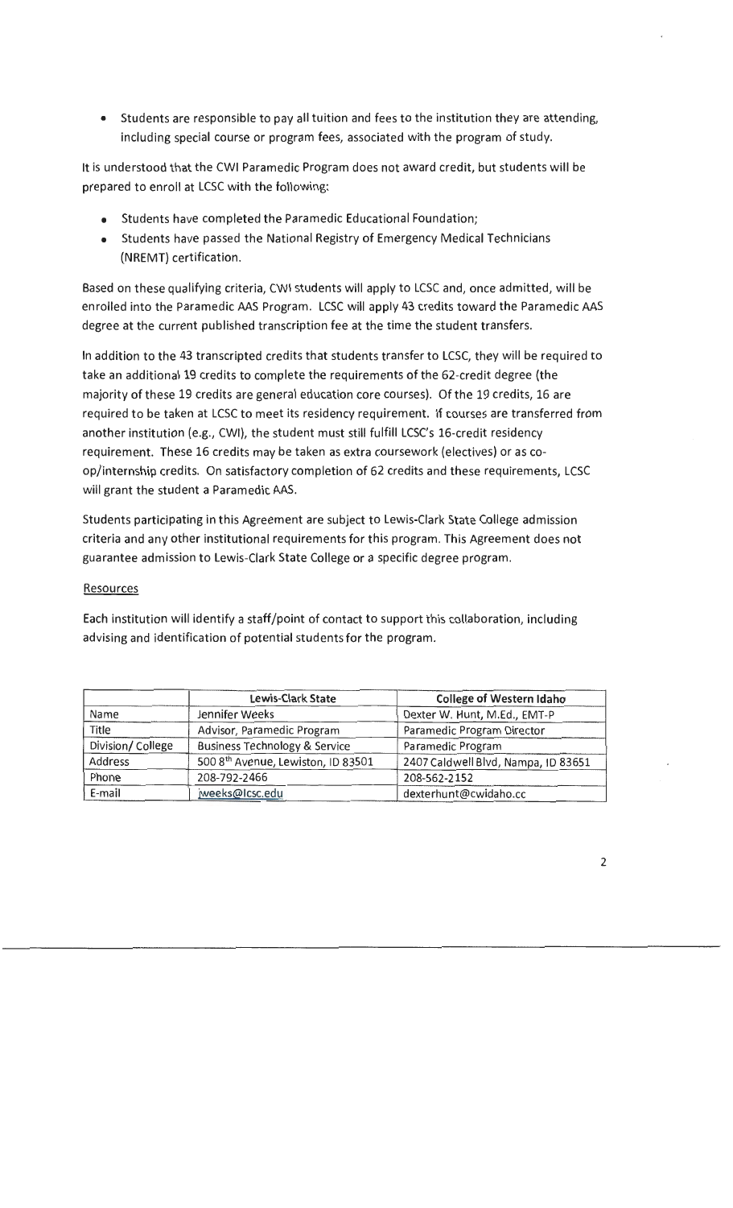- Students are responsible to pay all tuition and fees to the institution they are attending, including special course or program fees, associated with the program of study.

It is understood that the CWI Paramedic Program does not award credit, but students will be prepared to enroll at LCSC with the following:

- Students have completed the Paramedic Educational Foundation;
- Students have passed the National Registry of Emergency Medical Technicians (NREMT) certification.

Based on these qualifying criteria, CWI students will apply to LCSC and, once admitted, will be enrolled into the Paramedic AAS Program. LCSC will apply 43 credits toward the Paramedic AAS degree at the current published transcription fee at the time the student transfers.

In addition to the 43 transcripted credits that students transfer to LCSC, they will be required to take an additional 19 credits to complete the requirements of the 62-credit degree (the majority of these 19 credits are general education core courses). Of the 19 credits, 16 are required to be taken at LCSC to meet its residency requirement. If courses are transferred from another institution (e.g., CWI), the student must still fulfill LCSC's 16-credit residency requirement. These 16 credits may be taken as extra coursework (electives) or as co-op/internship credits. On satisfactory completion of 62 credits and these requirements, LCSC will grant the student a Paramedic AAS.

Students participating in this Agreement are subject to Lewis-Clark State College admission criteria and any other institutional requirements for this program. This Agreement does not guarantee admission to Lewis-Clark State College or a specific degree program.

Resources

Each institution will identify a staff/point of contact to support this collaboration, including advising and identification of potential students for the program.

| | Lewis-Clark State | College of Western Idaho |
|---|---|---|
| Name | Jennifer Weeks | Dexter W. Hunt, M.Ed., EMT-P |
| Title | Advisor, Paramedic Program | Paramedic Program Director |
| Division/ College | Business Technology & Service | Paramedic Program |
| Address | 500 8th Avenue, Lewiston, ID 83501 | 2407 Caldwell Blvd, Nampa, ID 83651 |
| Phone | 208-792-2466 | 208-562-2152 |
| E-mail | jweeks@lcsc.edu | dexterhunt@cwidaho.cc |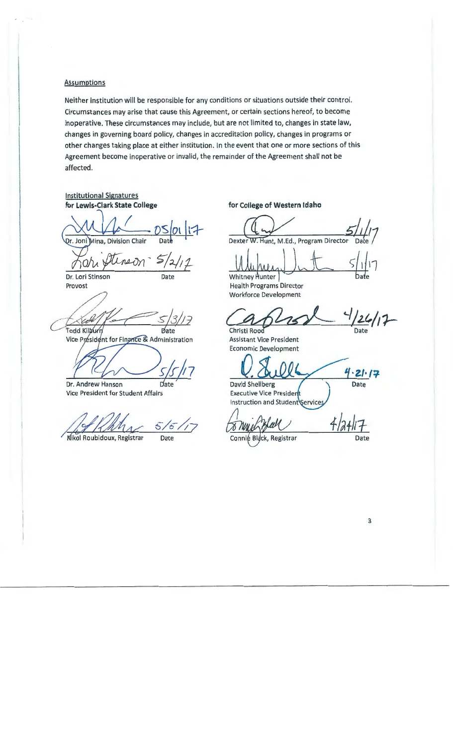## Assumptions

Neither institution will be responsible for any conditions or situations outside their control. Circumstances may arise that cause this Agreement, or certain sections hereof, to become inoperative. These circumstances may include, but are not limited to, changes in state law, changes in governing board policy, changes in accreditation policy, changes in programs or other changes taking place at either institution. In the event that one or more sections of this Agreement become inoperative or invalid, the remainder of the Agreement shall not be affected.

## Institutional Signatures

**for Lewis-Clark State College**

Dr. Joni Mina, Division Chair — Date: 05/01/17

Dr. Lori Stinson, Provost — Date: 5/2/17

Todd Kilburn, Vice President for Finance & Administration — Date: 5/3/17

Dr. Andrew Hanson, Vice President for Student Affairs — Date: 5/5/17

Nikol Roubidoux, Registrar — Date: 5/5/17

**for College of Western Idaho**

Dexter W. Hunt, M.Ed., Program Director — Date: 5/1/17

Whitney Hunter, Health Programs Director, Workforce Development — Date: 5/1/17

Christi Rood, Assistant Vice President, Economic Development — Date: 4/26/17

David Shellberg, Executive Vice President, Instruction and Student Services — Date: 4.21.17

Connie Black, Registrar — Date: 4/24/17